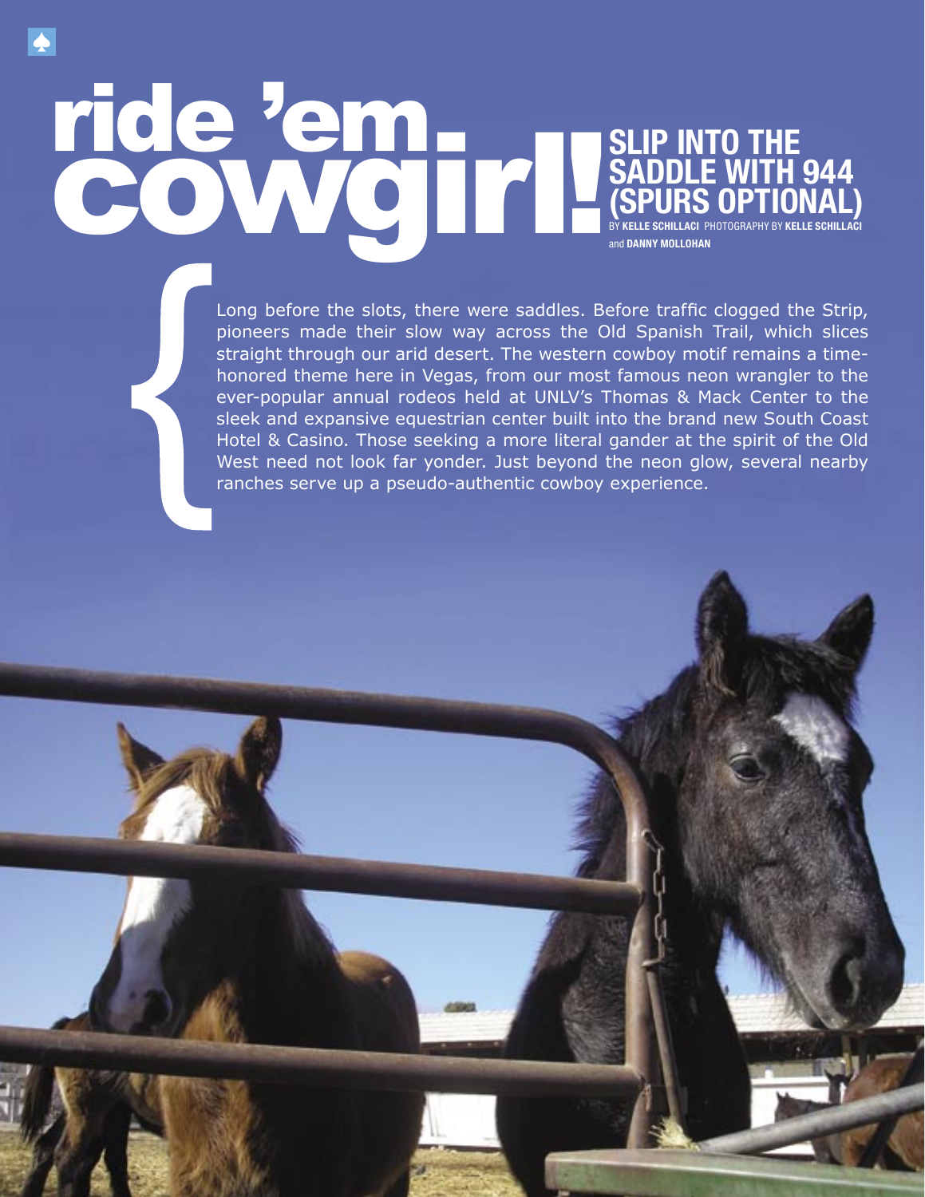# ride 'em cowgirl!

## SLIP INTO THE SADDLE WITH 944 (SPURS OPTIONAL)

BY **KELLE SCHILLACI** PHOTOGRAPHY BY **KELLE SCHILLACI** and **DANNY MOLLOHAN**

Long before the slots, there were saddles. Before traffic clogged the Strip, pioneers made their slow way across the Old Spanish Trail, which slices straight through our arid desert. The western cowboy motif remains a time-honored theme here in Vegas, from our most famous neon wrangler to the ever-popular annual rodeos held at UNLV's Thomas & Mack Center to the sleek and expansive equestrian center built into the brand new South Coast Hotel & Casino. Those seeking a more literal gander at the spirit of the Old West need not look far yonder. Just beyond the neon glow, several nearby ranches serve up a pseudo-authentic cowboy experience.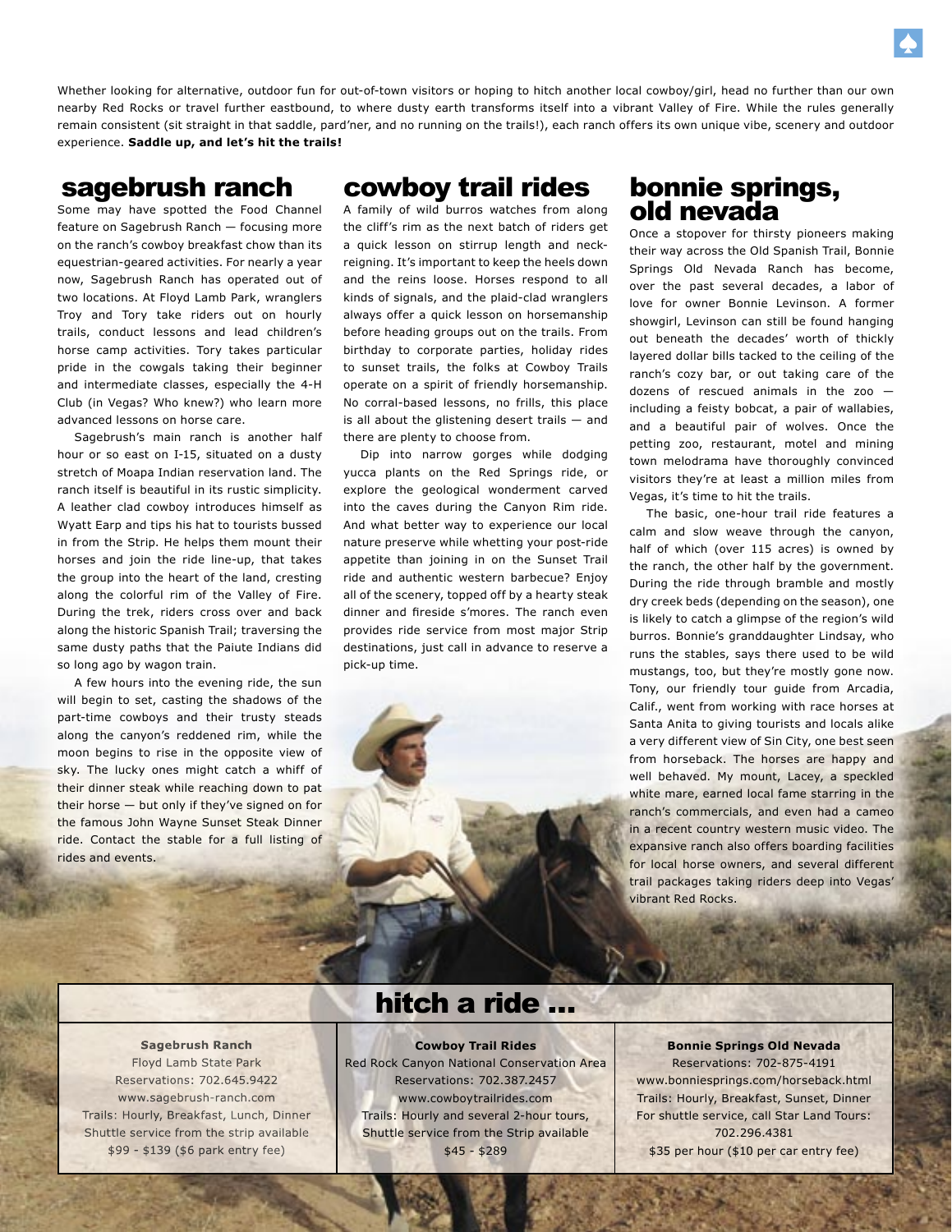Whether looking for alternative, outdoor fun for out-of-town visitors or hoping to hitch another local cowboy/girl, head no further than our own nearby Red Rocks or travel further eastbound, to where dusty earth transforms itself into a vibrant Valley of Fire. While the rules generally remain consistent (sit straight in that saddle, pard'ner, and no running on the trails!), each ranch offers its own unique vibe, scenery and outdoor experience. **Saddle up, and let's hit the trails!**

## sagebrush ranch

Some may have spotted the Food Channel feature on Sagebrush Ranch — focusing more on the ranch's cowboy breakfast chow than its equestrian-geared activities. For nearly a year now, Sagebrush Ranch has operated out of two locations. At Floyd Lamb Park, wranglers Troy and Tory take riders out on hourly trails, conduct lessons and lead children's horse camp activities. Tory takes particular pride in the cowgals taking their beginner and intermediate classes, especially the 4-H Club (in Vegas? Who knew?) who learn more advanced lessons on horse care.

Sagebrush's main ranch is another half hour or so east on I-15, situated on a dusty stretch of Moapa Indian reservation land. The ranch itself is beautiful in its rustic simplicity. A leather clad cowboy introduces himself as Wyatt Earp and tips his hat to tourists bussed in from the Strip. He helps them mount their horses and join the ride line-up, that takes the group into the heart of the land, cresting along the colorful rim of the Valley of Fire. During the trek, riders cross over and back along the historic Spanish Trail; traversing the same dusty paths that the Paiute Indians did so long ago by wagon train.

A few hours into the evening ride, the sun will begin to set, casting the shadows of the part-time cowboys and their trusty steads along the canyon's reddened rim, while the moon begins to rise in the opposite view of sky. The lucky ones might catch a whiff of their dinner steak while reaching down to pat their horse — but only if they've signed on for the famous John Wayne Sunset Steak Dinner ride. Contact the stable for a full listing of rides and events.

## cowboy trail rides

A family of wild burros watches from along the cliff's rim as the next batch of riders get a quick lesson on stirrup length and neck-reigning. It's important to keep the heels down and the reins loose. Horses respond to all kinds of signals, and the plaid-clad wranglers always offer a quick lesson on horsemanship before heading groups out on the trails. From birthday to corporate parties, holiday rides to sunset trails, the folks at Cowboy Trails operate on a spirit of friendly horsemanship. No corral-based lessons, no frills, this place is all about the glistening desert trails — and there are plenty to choose from.

Dip into narrow gorges while dodging yucca plants on the Red Springs ride, or explore the geological wonderment carved into the caves during the Canyon Rim ride. And what better way to experience our local nature preserve while whetting your post-ride appetite than joining in on the Sunset Trail ride and authentic western barbecue? Enjoy all of the scenery, topped off by a hearty steak dinner and fireside s'mores. The ranch even provides ride service from most major Strip destinations, just call in advance to reserve a pick-up time.

## bonnie springs, old nevada

Once a stopover for thirsty pioneers making their way across the Old Spanish Trail, Bonnie Springs Old Nevada Ranch has become, over the past several decades, a labor of love for owner Bonnie Levinson. A former showgirl, Levinson can still be found hanging out beneath the decades' worth of thickly layered dollar bills tacked to the ceiling of the ranch's cozy bar, or out taking care of the dozens of rescued animals in the zoo — including a feisty bobcat, a pair of wallabies, and a beautiful pair of wolves. Once the petting zoo, restaurant, motel and mining town melodrama have thoroughly convinced visitors they're at least a million miles from Vegas, it's time to hit the trails.

The basic, one-hour trail ride features a calm and slow weave through the canyon, half of which (over 115 acres) is owned by the ranch, the other half by the government. During the ride through bramble and mostly dry creek beds (depending on the season), one is likely to catch a glimpse of the region's wild burros. Bonnie's granddaughter Lindsay, who runs the stables, says there used to be wild mustangs, too, but they're mostly gone now. Tony, our friendly tour guide from Arcadia, Calif., went from working with race horses at Santa Anita to giving tourists and locals alike a very different view of Sin City, one best seen from horseback. The horses are happy and well behaved. My mount, Lacey, a speckled white mare, earned local fame starring in the ranch's commercials, and even had a cameo in a recent country western music video. The expansive ranch also offers boarding facilities for local horse owners, and several different trail packages taking riders deep into Vegas' vibrant Red Rocks.

## hitch a ride ...

**Sagebrush Ranch**
Floyd Lamb State Park
Reservations: 702.645.9422
www.sagebrush-ranch.com
Trails: Hourly, Breakfast, Lunch, Dinner
Shuttle service from the strip available
$99 - $139 ($6 park entry fee)

**Cowboy Trail Rides**
Red Rock Canyon National Conservation Area
Reservations: 702.387.2457
www.cowboytrailrides.com
Trails: Hourly and several 2-hour tours,
Shuttle service from the Strip available
$45 - $289

**Bonnie Springs Old Nevada**
Reservations: 702-875-4191
www.bonniesprings.com/horseback.html
Trails: Hourly, Breakfast, Sunset, Dinner
For shuttle service, call Star Land Tours:
702.296.4381
$35 per hour ($10 per car entry fee)